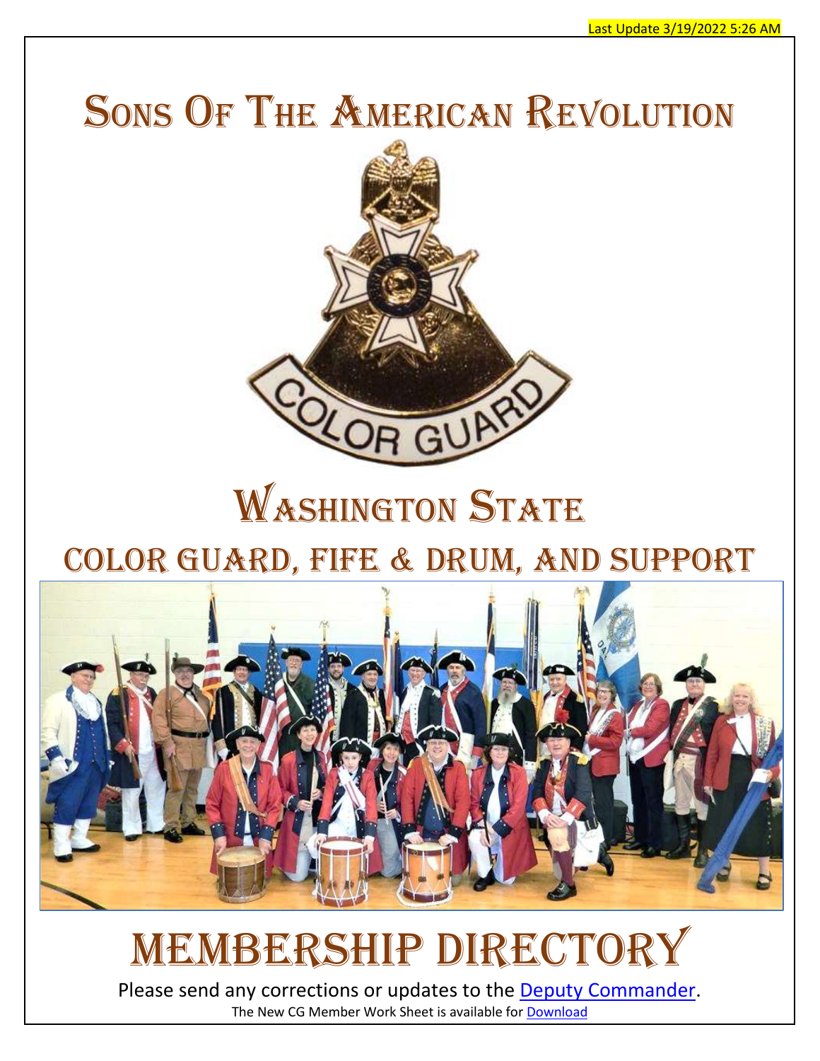Last Update 3/19/2022 5:26 AM

# Sons Of The American Revolution

# Washington State

## Color Guard, Fife & Drum, and Support

# Membership Directory

Please send any corrections or updates to the Deputy Commander.

The New CG Member Work Sheet is available for Download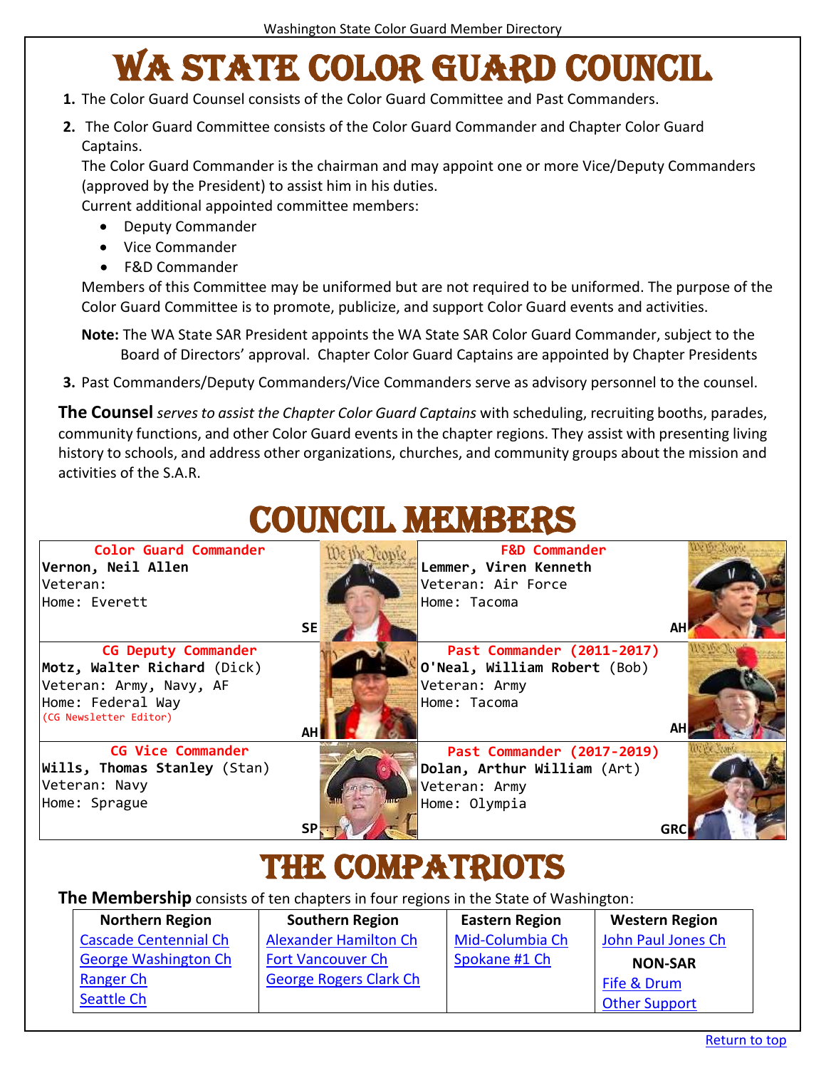# WA STATE COLOR GUARD COUNCIL

1. The Color Guard Counsel consists of the Color Guard Committee and Past Commanders.
2. The Color Guard Committee consists of the Color Guard Commander and Chapter Color Guard Captains.
   The Color Guard Commander is the chairman and may appoint one or more Vice/Deputy Commanders (approved by the President) to assist him in his duties.
   Current additional appointed committee members:
   - Deputy Commander
   - Vice Commander
   - F&D Commander

   Members of this Committee may be uniformed but are not required to be uniformed. The purpose of the Color Guard Committee is to promote, publicize, and support Color Guard events and activities.

   **Note:** The WA State SAR President appoints the WA State SAR Color Guard Commander, subject to the Board of Directors' approval. Chapter Color Guard Captains are appointed by Chapter Presidents
3. Past Commanders/Deputy Commanders/Vice Commanders serve as advisory personnel to the counsel.

**The Counsel** *serves to assist the Chapter Color Guard Captains* with scheduling, recruiting booths, parades, community functions, and other Color Guard events in the chapter regions. They assist with presenting living history to schools, and address other organizations, churches, and community groups about the mission and activities of the S.A.R.

# COUNCIL MEMBERS

| | |
|---|---|
| **Color Guard Commander**<br>**Vernon, Neil Allen**<br>Veteran:<br>Home: Everett<br>SE | **F&D Commander**<br>**Lemmer, Viren Kenneth**<br>Veteran: Air Force<br>Home: Tacoma<br>AH |
| **CG Deputy Commander**<br>**Motz, Walter Richard** (Dick)<br>Veteran: Army, Navy, AF<br>Home: Federal Way<br>(CG Newsletter Editor)<br>AH | **Past Commander (2011-2017)**<br>**O'Neal, William Robert** (Bob)<br>Veteran: Army<br>Home: Tacoma<br>AH |
| **CG Vice Commander**<br>**Wills, Thomas Stanley** (Stan)<br>Veteran: Navy<br>Home: Sprague<br>SP | **Past Commander (2017-2019)**<br>**Dolan, Arthur William** (Art)<br>Veteran: Army<br>Home: Olympia<br>GRC |

# THE COMPATRIOTS

**The Membership** consists of ten chapters in four regions in the State of Washington:

| Northern Region | Southern Region | Eastern Region | Western Region |
|---|---|---|---|
| Cascade Centennial Ch | Alexander Hamilton Ch | Mid-Columbia Ch | John Paul Jones Ch |
| George Washington Ch | Fort Vancouver Ch | Spokane #1 Ch | **NON-SAR** |
| Ranger Ch | George Rogers Clark Ch | | Fife & Drum |
| Seattle Ch | | | Other Support |

Return to top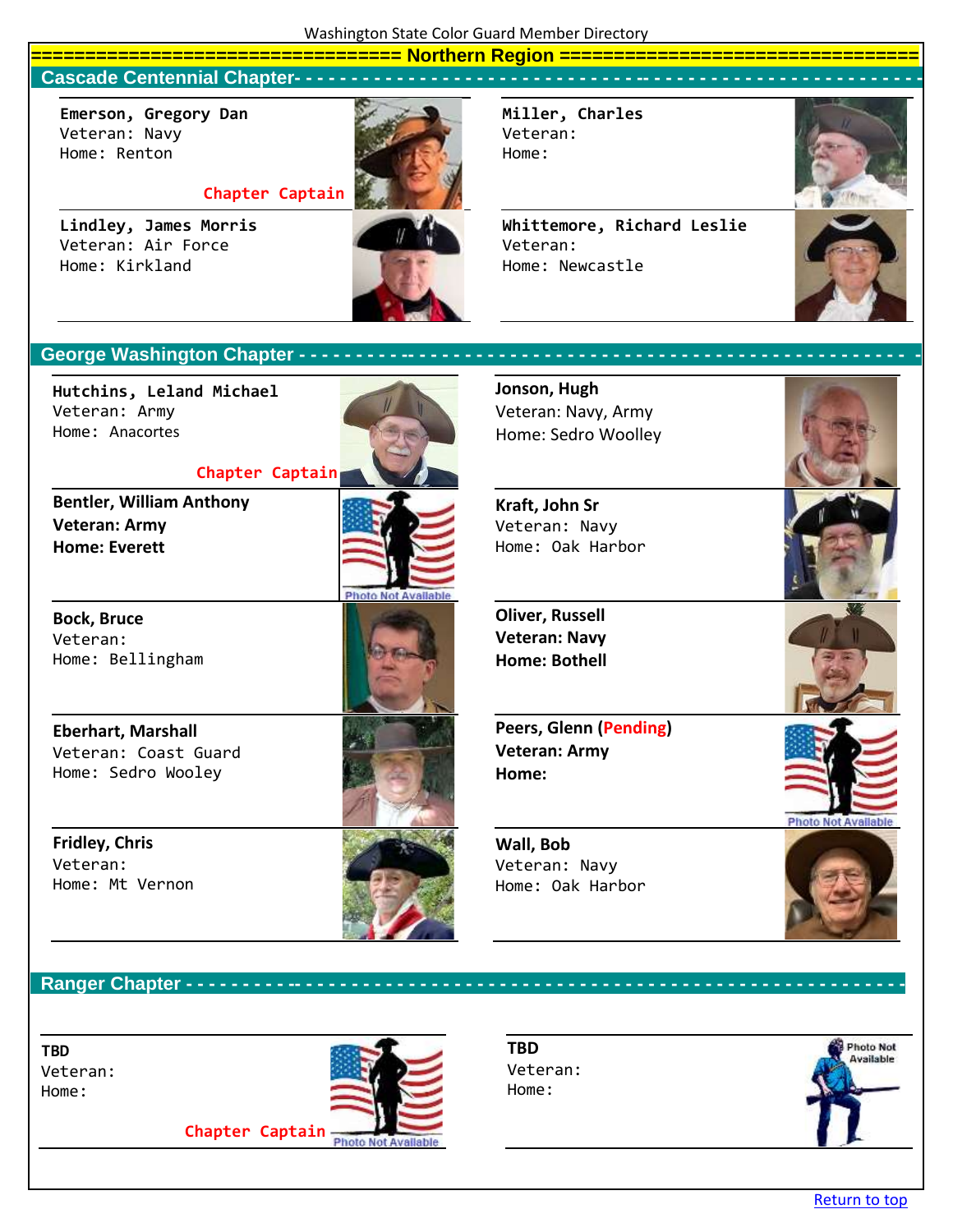Washington State Color Guard Member Directory

## Northern Region

### Cascade Centennial Chapter

**Emerson, Gregory Dan**
Veteran: Navy
Home: Renton
Chapter Captain

**Miller, Charles**
Veteran:
Home:

**Lindley, James Morris**
Veteran: Air Force
Home: Kirkland

**Whittemore, Richard Leslie**
Veteran:
Home: Newcastle

### George Washington Chapter

**Hutchins, Leland Michael**
Veteran: Army
Home: Anacortes
Chapter Captain

**Jonson, Hugh**
Veteran: Navy, Army
Home: Sedro Woolley

**Bentler, William Anthony**
**Veteran: Army**
**Home: Everett**
Photo Not Available

**Kraft, John Sr**
Veteran: Navy
Home: Oak Harbor

**Bock, Bruce**
Veteran:
Home: Bellingham

**Oliver, Russell**
**Veteran: Navy**
**Home: Bothell**

**Eberhart, Marshall**
Veteran: Coast Guard
Home: Sedro Wooley

**Peers, Glenn (Pending)**
**Veteran: Army**
**Home:**
Photo Not Available

**Fridley, Chris**
Veteran:
Home: Mt Vernon

**Wall, Bob**
Veteran: Navy
Home: Oak Harbor

### Ranger Chapter

**TBD**
Veteran:
Home:
Chapter Captain
Photo Not Available

**TBD**
Veteran:
Home:
Photo Not Available

Return to top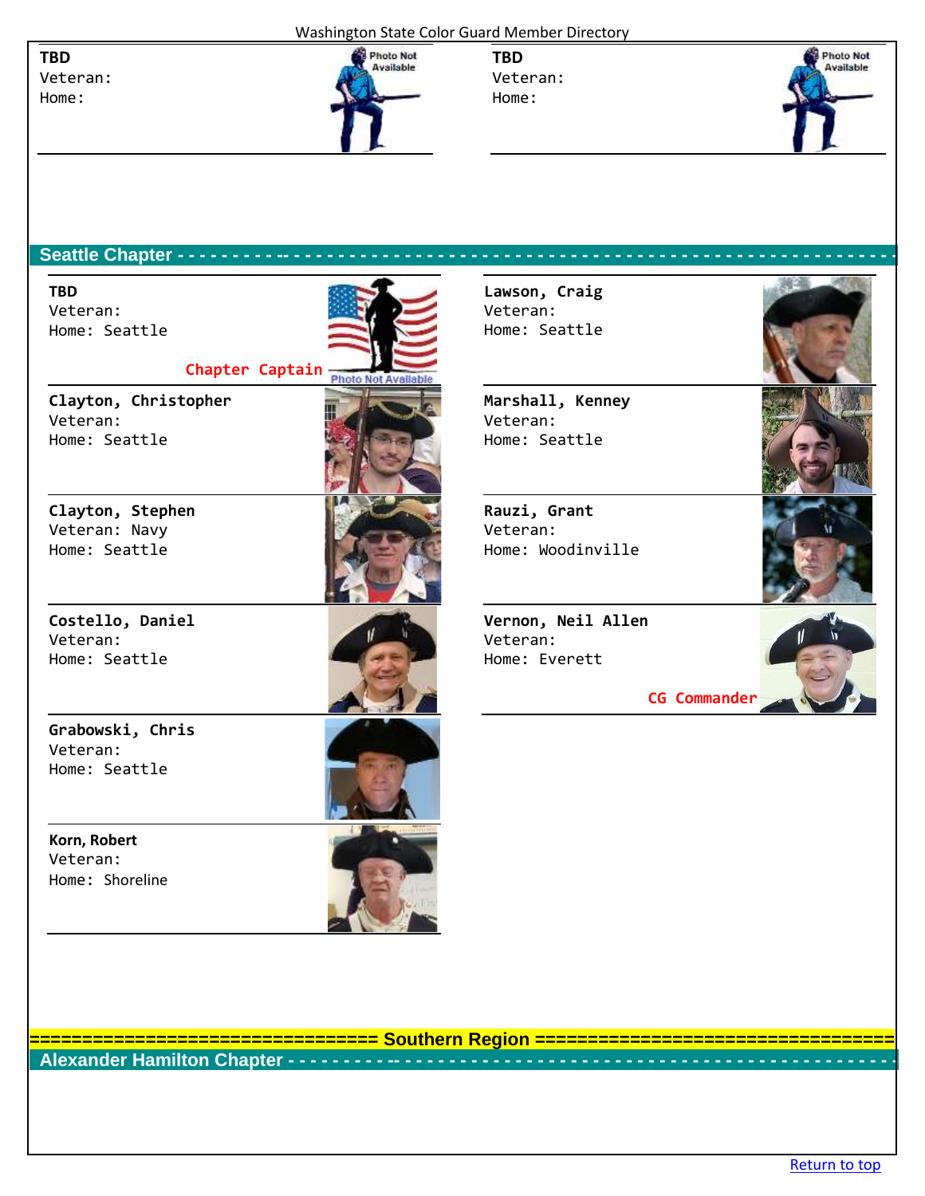**TBD**
Veteran:
Home:

**TBD**
Veteran:
Home:

## Seattle Chapter

**TBD**
Veteran:
Home: Seattle
Chapter Captain

**Clayton, Christopher**
Veteran:
Home: Seattle

**Clayton, Stephen**
Veteran: Navy
Home: Seattle

**Costello, Daniel**
Veteran:
Home: Seattle

**Grabowski, Chris**
Veteran:
Home: Seattle

**Korn, Robert**
Veteran:
Home: Shoreline

**Lawson, Craig**
Veteran:
Home: Seattle

**Marshall, Kenney**
Veteran:
Home: Seattle

**Rauzi, Grant**
Veteran:
Home: Woodinville

**Vernon, Neil Allen**
Veteran:
Home: Everett
CG Commander

# Southern Region

## Alexander Hamilton Chapter

Return to top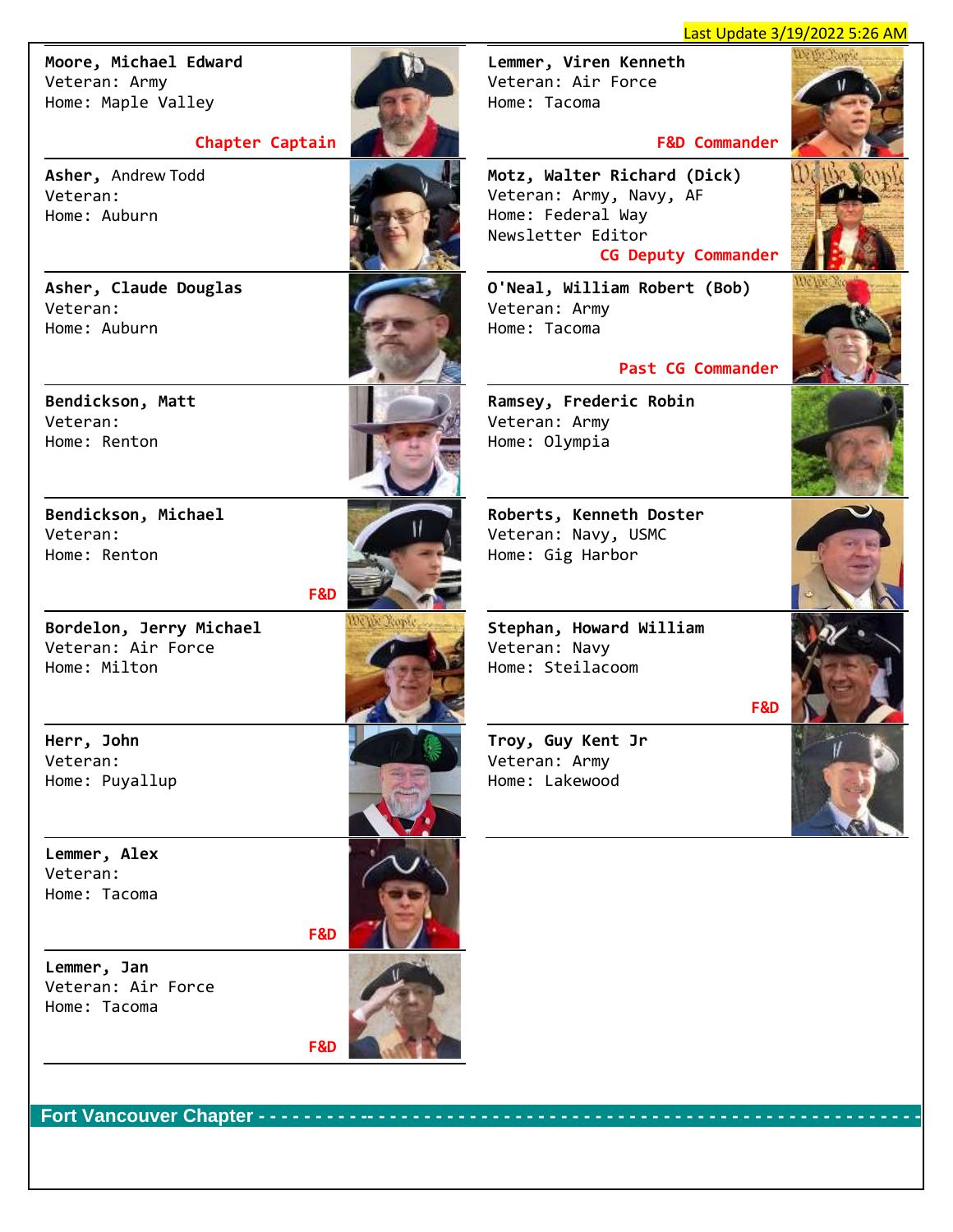Last Update 3/19/2022 5:26 AM

**Moore, Michael Edward**
Veteran: Army
Home: Maple Valley
Chapter Captain

**Asher, Andrew Todd**
Veteran:
Home: Auburn

**Asher, Claude Douglas**
Veteran:
Home: Auburn

**Bendickson, Matt**
Veteran:
Home: Renton

**Bendickson, Michael**
Veteran:
Home: Renton
F&D

**Bordelon, Jerry Michael**
Veteran: Air Force
Home: Milton

**Herr, John**
Veteran:
Home: Puyallup

**Lemmer, Alex**
Veteran:
Home: Tacoma
F&D

**Lemmer, Jan**
Veteran: Air Force
Home: Tacoma
F&D

**Lemmer, Viren Kenneth**
Veteran: Air Force
Home: Tacoma
F&D Commander

**Motz, Walter Richard (Dick)**
Veteran: Army, Navy, AF
Home: Federal Way
Newsletter Editor
CG Deputy Commander

**O'Neal, William Robert (Bob)**
Veteran: Army
Home: Tacoma
Past CG Commander

**Ramsey, Frederic Robin**
Veteran: Army
Home: Olympia

**Roberts, Kenneth Doster**
Veteran: Navy, USMC
Home: Gig Harbor

**Stephan, Howard William**
Veteran: Navy
Home: Steilacoom
F&D

**Troy, Guy Kent Jr**
Veteran: Army
Home: Lakewood

## Fort Vancouver Chapter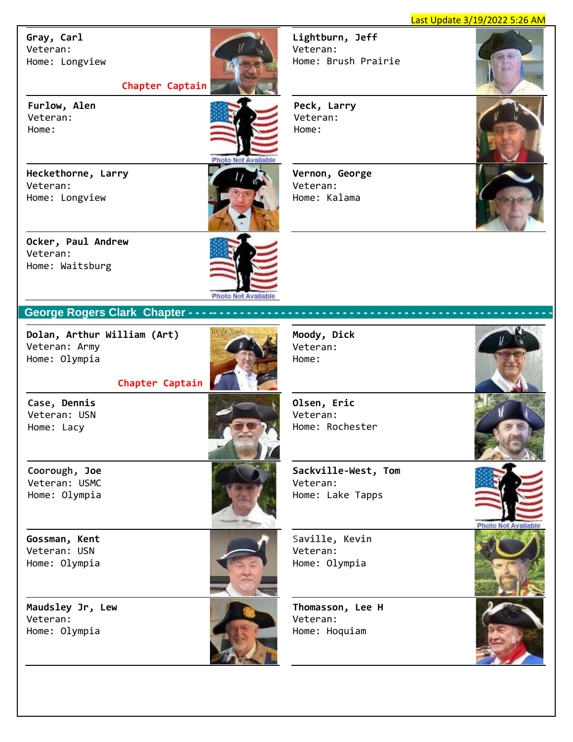Last Update 3/19/2022 5:26 AM

**Gray, Carl**
Veteran:
Home: Longview
Chapter Captain

**Lightburn, Jeff**
Veteran:
Home: Brush Prairie

**Furlow, Alen**
Veteran:
Home:

Photo Not Available

**Peck, Larry**
Veteran:
Home:

**Heckethorne, Larry**
Veteran:
Home: Longview

**Vernon, George**
Veteran:
Home: Kalama

**Ocker, Paul Andrew**
Veteran:
Home: Waitsburg

Photo Not Available

## George Rogers Clark Chapter

**Dolan, Arthur William (Art)**
Veteran: Army
Home: Olympia
Chapter Captain

**Moody, Dick**
Veteran:
Home:

**Case, Dennis**
Veteran: USN
Home: Lacy

**Olsen, Eric**
Veteran:
Home: Rochester

**Coorough, Joe**
Veteran: USMC
Home: Olympia

**Sackville-West, Tom**
Veteran:
Home: Lake Tapps

Photo Not Available

**Gossman, Kent**
Veteran: USN
Home: Olympia

**Saville, Kevin**
Veteran:
Home: Olympia

**Maudsley Jr, Lew**
Veteran:
Home: Olympia

**Thomasson, Lee H**
Veteran:
Home: Hoquiam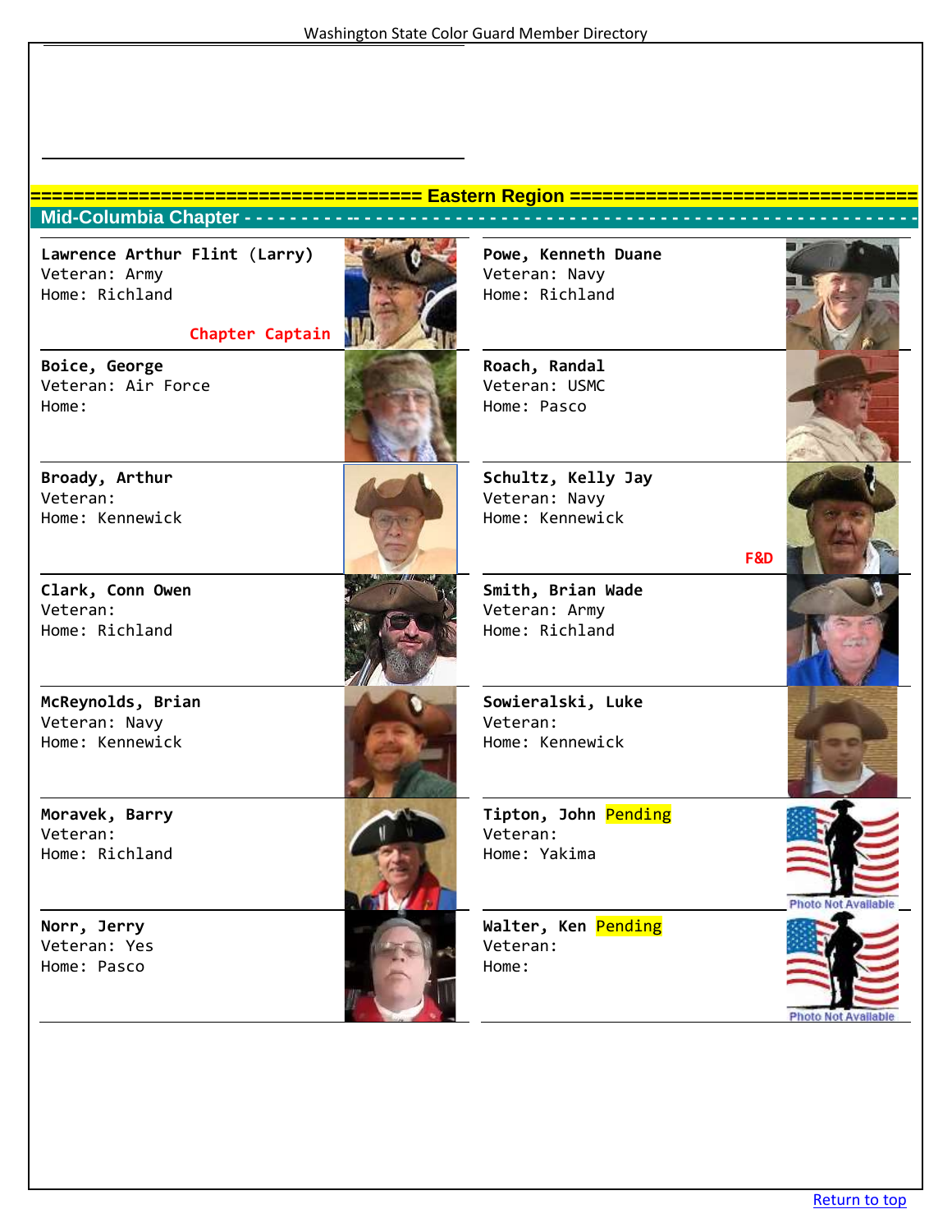## Eastern Region

### Mid-Columbia Chapter

**Lawrence Arthur Flint (Larry)**
Veteran: Army
Home: Richland
Chapter Captain

**Boice, George**
Veteran: Air Force
Home:

**Broady, Arthur**
Veteran:
Home: Kennewick

**Clark, Conn Owen**
Veteran:
Home: Richland

**McReynolds, Brian**
Veteran: Navy
Home: Kennewick

**Moravek, Barry**
Veteran:
Home: Richland

**Norr, Jerry**
Veteran: Yes
Home: Pasco

**Powe, Kenneth Duane**
Veteran: Navy
Home: Richland

**Roach, Randal**
Veteran: USMC
Home: Pasco

**Schultz, Kelly Jay**
Veteran: Navy
Home: Kennewick
F&D

**Smith, Brian Wade**
Veteran: Army
Home: Richland

**Sowieralski, Luke**
Veteran:
Home: Kennewick

**Tipton, John** Pending
Veteran:
Home: Yakima
Photo Not Available

**Walter, Ken** Pending
Veteran:
Home:
Photo Not Available

Return to top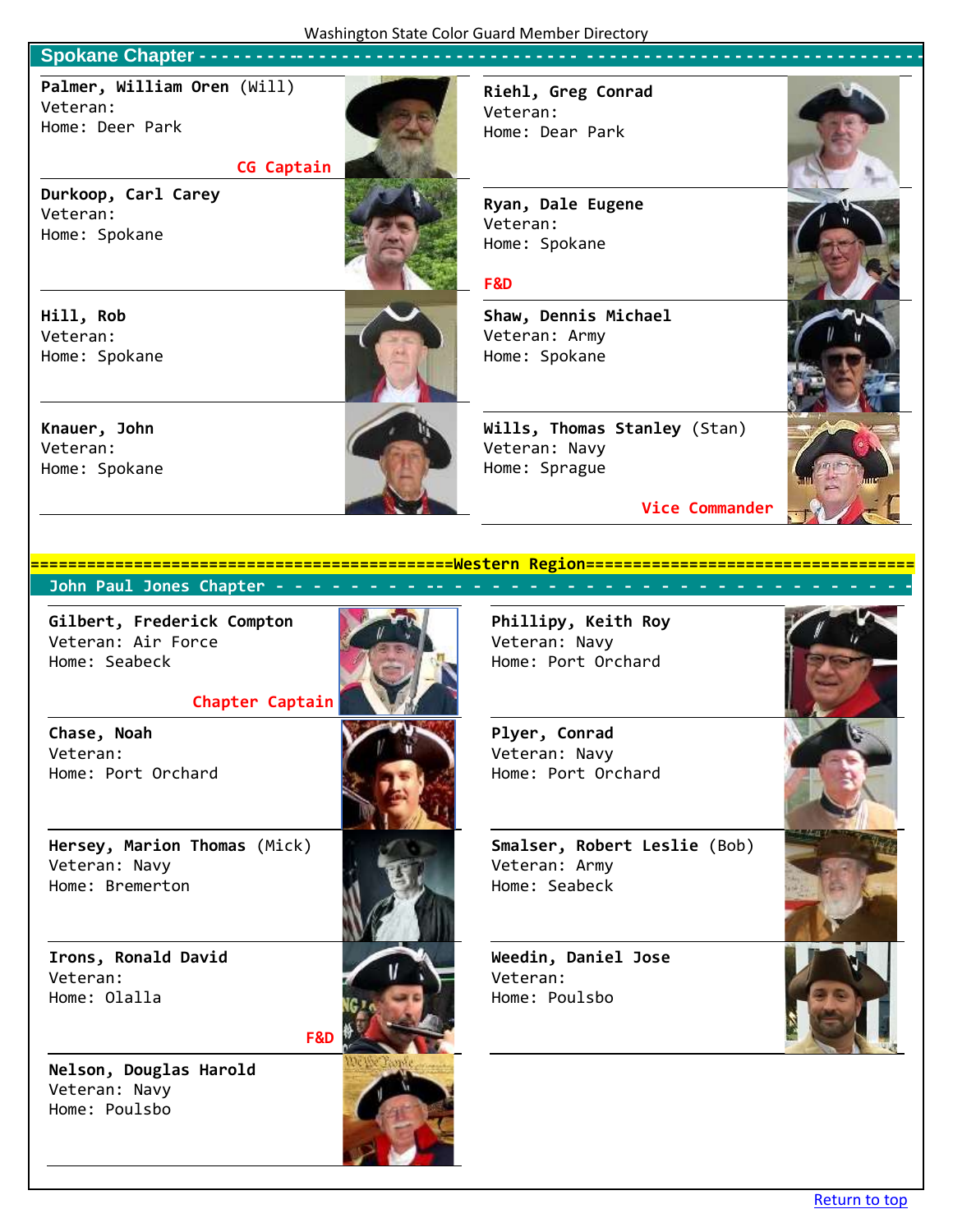Washington State Color Guard Member Directory

## Spokane Chapter

**Palmer, William Oren** (Will)
Veteran:
Home: Deer Park
CG Captain

**Riehl, Greg Conrad**
Veteran:
Home: Dear Park

**Durkoop, Carl Carey**
Veteran:
Home: Spokane

**Ryan, Dale Eugene**
Veteran:
Home: Spokane
F&D

**Hill, Rob**
Veteran:
Home: Spokane

**Shaw, Dennis Michael**
Veteran: Army
Home: Spokane

**Knauer, John**
Veteran:
Home: Spokane

**Wills, Thomas Stanley** (Stan)
Veteran: Navy
Home: Sprague
Vice Commander

# Western Region

## John Paul Jones Chapter

**Gilbert, Frederick Compton**
Veteran: Air Force
Home: Seabeck
Chapter Captain

**Phillipy, Keith Roy**
Veteran: Navy
Home: Port Orchard

**Chase, Noah**
Veteran:
Home: Port Orchard

**Plyer, Conrad**
Veteran: Navy
Home: Port Orchard

**Hersey, Marion Thomas** (Mick)
Veteran: Navy
Home: Bremerton

**Smalser, Robert Leslie** (Bob)
Veteran: Army
Home: Seabeck

**Irons, Ronald David**
Veteran:
Home: Olalla
F&D

**Weedin, Daniel Jose**
Veteran:
Home: Poulsbo

**Nelson, Douglas Harold**
Veteran: Navy
Home: Poulsbo

Return to top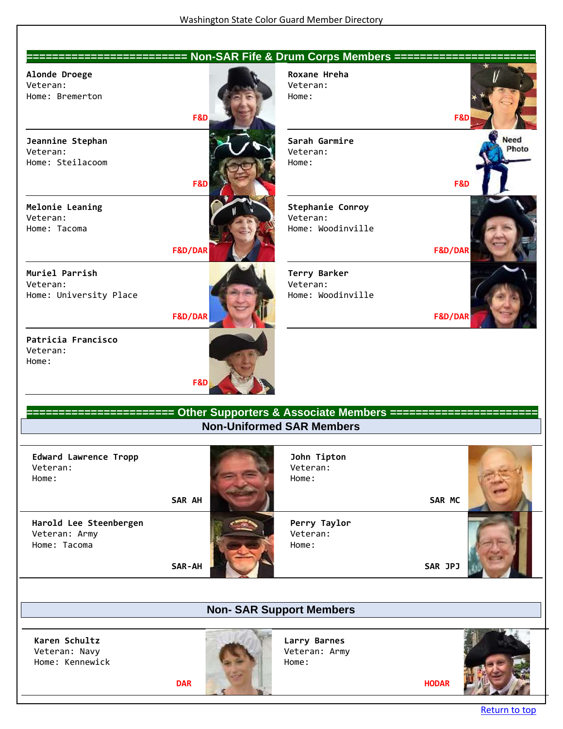## Non-SAR Fife & Drum Corps Members

**Alonde Droege**
Veteran:
Home: Bremerton
F&D

**Roxane Hreha**
Veteran:
Home:
F&D

**Jeannine Stephan**
Veteran:
Home: Steilacoom
F&D

**Sarah Garmire**
Veteran:
Home:
F&D

**Melonie Leaning**
Veteran:
Home: Tacoma
F&D/DAR

**Stephanie Conroy**
Veteran:
Home: Woodinville
F&D/DAR

**Muriel Parrish**
Veteran:
Home: University Place
F&D/DAR

**Terry Barker**
Veteran:
Home: Woodinville
F&D/DAR

**Patricia Francisco**
Veteran:
Home:
F&D

## Other Supporters & Associate Members

### Non-Uniformed SAR Members

**Edward Lawrence Tropp**
Veteran:
Home:
SAR AH

**John Tipton**
Veteran:
Home:
SAR MC

**Harold Lee Steenbergen**
Veteran: Army
Home: Tacoma
SAR-AH

**Perry Taylor**
Veteran:
Home:
SAR JPJ

### Non- SAR Support Members

**Karen Schultz**
Veteran: Navy
Home: Kennewick
DAR

**Larry Barnes**
Veteran: Army
Home:
HODAR

Return to top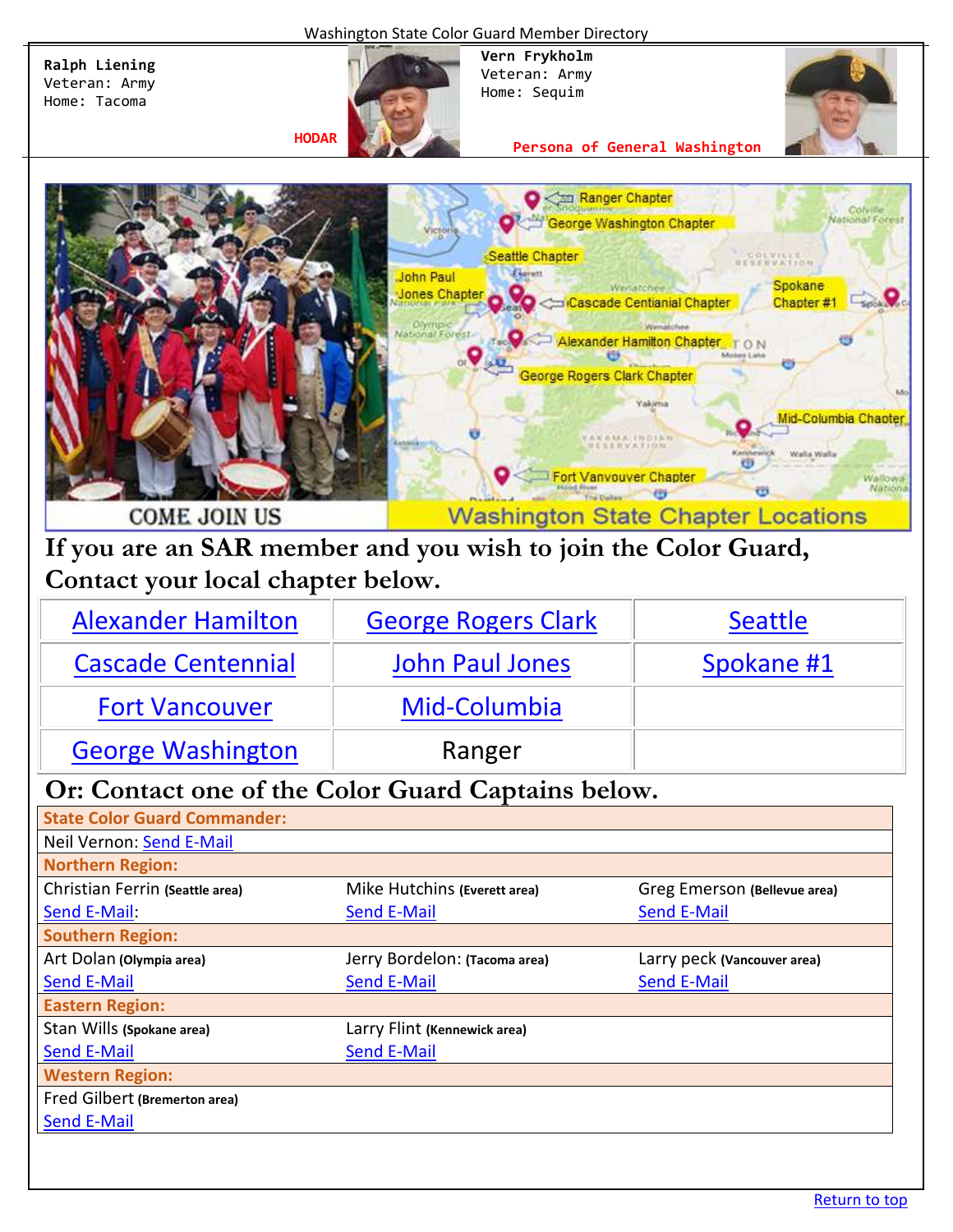Washington State Color Guard Member Directory

**Ralph Liening**
Veteran: Army
Home: Tacoma

HODAR

**Vern Frykholm**
Veteran: Army
Home: Sequim

Persona of General Washington

COME JOIN US

Washington State Chapter Locations

Ranger Chapter
George Washington Chapter
Seattle Chapter
John Paul Jones Chapter
Cascade Centianial Chapter
Spokane Chapter #1
Alexander Hamilton Chapter
George Rogers Clark Chapter
Mid-Columbia Chapter
Fort Vanvouver Chapter

## If you are an SAR member and you wish to join the Color Guard, Contact your local chapter below.

| | | |
|---|---|---|
| Alexander Hamilton | George Rogers Clark | Seattle |
| Cascade Centennial | John Paul Jones | Spokane #1 |
| Fort Vancouver | Mid-Columbia | |
| George Washington | Ranger | |

## Or: Contact one of the Color Guard Captains below.

| | | |
|---|---|---|
| **State Color Guard Commander:** | | |
| Neil Vernon: Send E-Mail | | |
| **Northern Region:** | | |
| Christian Ferrin **(Seattle area)** Send E-Mail: | Mike Hutchins **(Everett area)** Send E-Mail | Greg Emerson **(Bellevue area)** Send E-Mail |
| **Southern Region:** | | |
| Art Dolan **(Olympia area)** Send E-Mail | Jerry Bordelon: **(Tacoma area)** Send E-Mail | Larry peck **(Vancouver area)** Send E-Mail |
| **Eastern Region:** | | |
| Stan Wills **(Spokane area)** Send E-Mail | Larry Flint **(Kennewick area)** Send E-Mail | |
| **Western Region:** | | |
| Fred Gilbert **(Bremerton area)** Send E-Mail | | |

Return to top